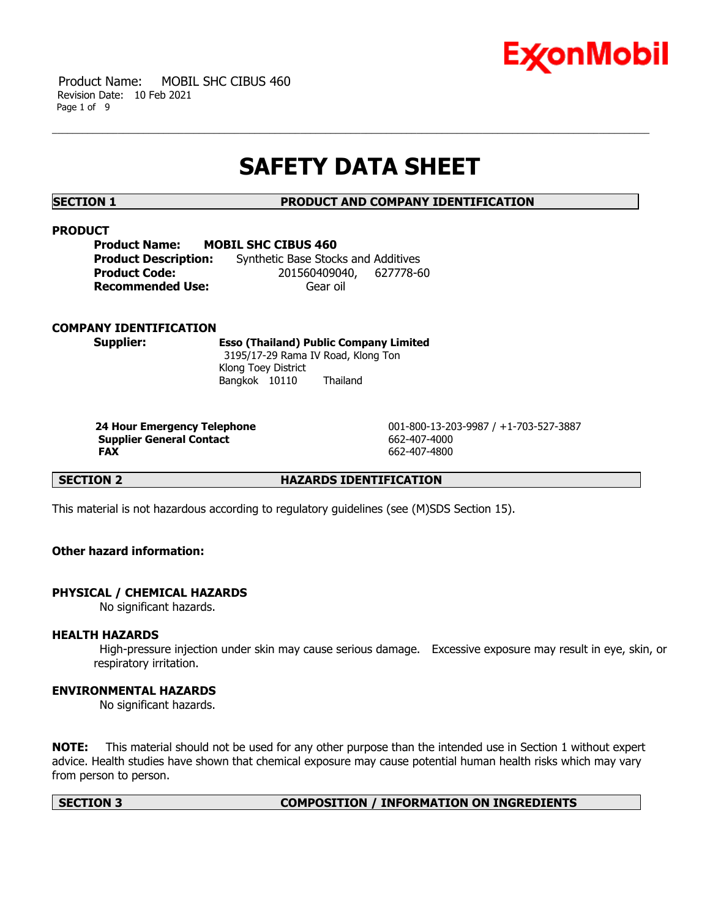# SAFETY DATA SHEET

## SECTION 1 PRODUCT AND COMPANY IDENTIFICATION

### PRODUCT

**Product Name:** **MOBIL SHC CIBUS 460**
**Product Description:** Synthetic Base Stocks and Additives
**Product Code:** 201560409040, 627778-60
**Recommended Use:** Gear oil

### COMPANY IDENTIFICATION

**Supplier:** **Esso (Thailand) Public Company Limited**
3195/17-29 Rama IV Road, Klong Ton
Klong Toey District
Bangkok 10110 Thailand

| | |
|---|---|
| **24 Hour Emergency Telephone** | 001-800-13-203-9987 / +1-703-527-3887 |
| **Supplier General Contact** | 662-407-4000 |
| **FAX** | 662-407-4800 |

## SECTION 2 HAZARDS IDENTIFICATION

This material is not hazardous according to regulatory guidelines (see (M)SDS Section 15).

**Other hazard information:**

### PHYSICAL / CHEMICAL HAZARDS

No significant hazards.

### HEALTH HAZARDS

High-pressure injection under skin may cause serious damage. Excessive exposure may result in eye, skin, or respiratory irritation.

### ENVIRONMENTAL HAZARDS

No significant hazards.

**NOTE:** This material should not be used for any other purpose than the intended use in Section 1 without expert advice. Health studies have shown that chemical exposure may cause potential human health risks which may vary from person to person.

## SECTION 3 COMPOSITION / INFORMATION ON INGREDIENTS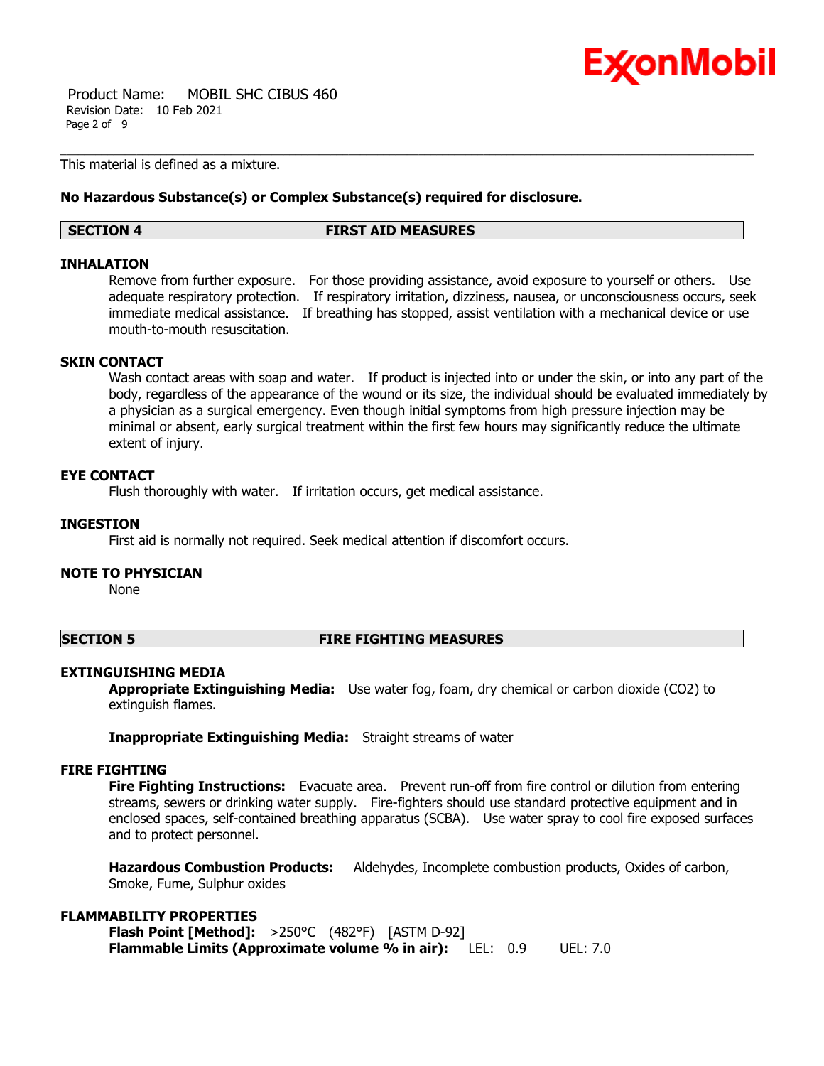This material is defined as a mixture.

**No Hazardous Substance(s) or Complex Substance(s) required for disclosure.**

## SECTION 4 FIRST AID MEASURES

### INHALATION

Remove from further exposure. For those providing assistance, avoid exposure to yourself or others. Use adequate respiratory protection. If respiratory irritation, dizziness, nausea, or unconsciousness occurs, seek immediate medical assistance. If breathing has stopped, assist ventilation with a mechanical device or use mouth-to-mouth resuscitation.

### SKIN CONTACT

Wash contact areas with soap and water. If product is injected into or under the skin, or into any part of the body, regardless of the appearance of the wound or its size, the individual should be evaluated immediately by a physician as a surgical emergency. Even though initial symptoms from high pressure injection may be minimal or absent, early surgical treatment within the first few hours may significantly reduce the ultimate extent of injury.

### EYE CONTACT

Flush thoroughly with water. If irritation occurs, get medical assistance.

### INGESTION

First aid is normally not required. Seek medical attention if discomfort occurs.

### NOTE TO PHYSICIAN

None

## SECTION 5 FIRE FIGHTING MEASURES

### EXTINGUISHING MEDIA

**Appropriate Extinguishing Media:** Use water fog, foam, dry chemical or carbon dioxide ($CO_2$) to extinguish flames.

**Inappropriate Extinguishing Media:** Straight streams of water

### FIRE FIGHTING

**Fire Fighting Instructions:** Evacuate area. Prevent run-off from fire control or dilution from entering streams, sewers or drinking water supply. Fire-fighters should use standard protective equipment and in enclosed spaces, self-contained breathing apparatus (SCBA). Use water spray to cool fire exposed surfaces and to protect personnel.

**Hazardous Combustion Products:** Aldehydes, Incomplete combustion products, Oxides of carbon, Smoke, Fume, Sulphur oxides

### FLAMMABILITY PROPERTIES

**Flash Point [Method]:** >250°C (482°F) [ASTM D-92]
**Flammable Limits (Approximate volume % in air):** LEL: 0.9 UEL: 7.0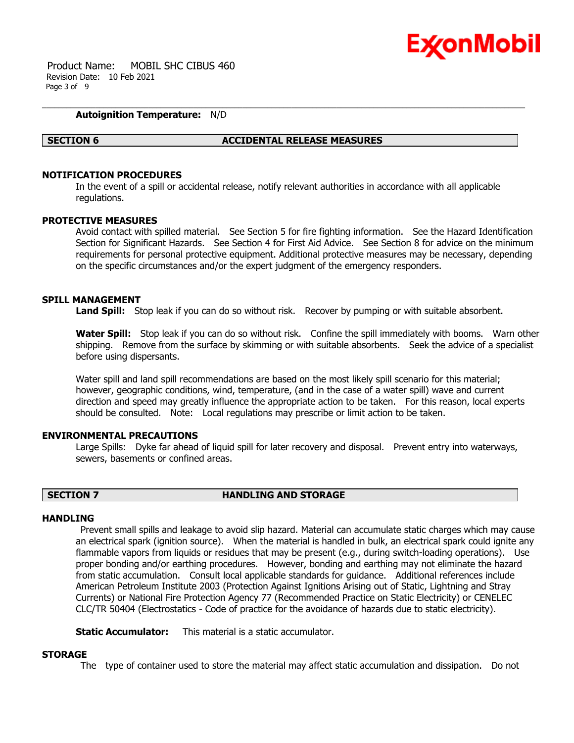**Autoignition Temperature:** N/D

## SECTION 6 ACCIDENTAL RELEASE MEASURES

### NOTIFICATION PROCEDURES

In the event of a spill or accidental release, notify relevant authorities in accordance with all applicable regulations.

### PROTECTIVE MEASURES

Avoid contact with spilled material. See Section 5 for fire fighting information. See the Hazard Identification Section for Significant Hazards. See Section 4 for First Aid Advice. See Section 8 for advice on the minimum requirements for personal protective equipment. Additional protective measures may be necessary, depending on the specific circumstances and/or the expert judgment of the emergency responders.

### SPILL MANAGEMENT

**Land Spill:** Stop leak if you can do so without risk. Recover by pumping or with suitable absorbent.

**Water Spill:** Stop leak if you can do so without risk. Confine the spill immediately with booms. Warn other shipping. Remove from the surface by skimming or with suitable absorbents. Seek the advice of a specialist before using dispersants.

Water spill and land spill recommendations are based on the most likely spill scenario for this material; however, geographic conditions, wind, temperature, (and in the case of a water spill) wave and current direction and speed may greatly influence the appropriate action to be taken. For this reason, local experts should be consulted. Note: Local regulations may prescribe or limit action to be taken.

### ENVIRONMENTAL PRECAUTIONS

Large Spills: Dyke far ahead of liquid spill for later recovery and disposal. Prevent entry into waterways, sewers, basements or confined areas.

## SECTION 7 HANDLING AND STORAGE

### HANDLING

Prevent small spills and leakage to avoid slip hazard. Material can accumulate static charges which may cause an electrical spark (ignition source). When the material is handled in bulk, an electrical spark could ignite any flammable vapors from liquids or residues that may be present (e.g., during switch-loading operations). Use proper bonding and/or earthing procedures. However, bonding and earthing may not eliminate the hazard from static accumulation. Consult local applicable standards for guidance. Additional references include American Petroleum Institute 2003 (Protection Against Ignitions Arising out of Static, Lightning and Stray Currents) or National Fire Protection Agency 77 (Recommended Practice on Static Electricity) or CENELEC CLC/TR 50404 (Electrostatics - Code of practice for the avoidance of hazards due to static electricity).

**Static Accumulator:** This material is a static accumulator.

### STORAGE

The type of container used to store the material may affect static accumulation and dissipation. Do not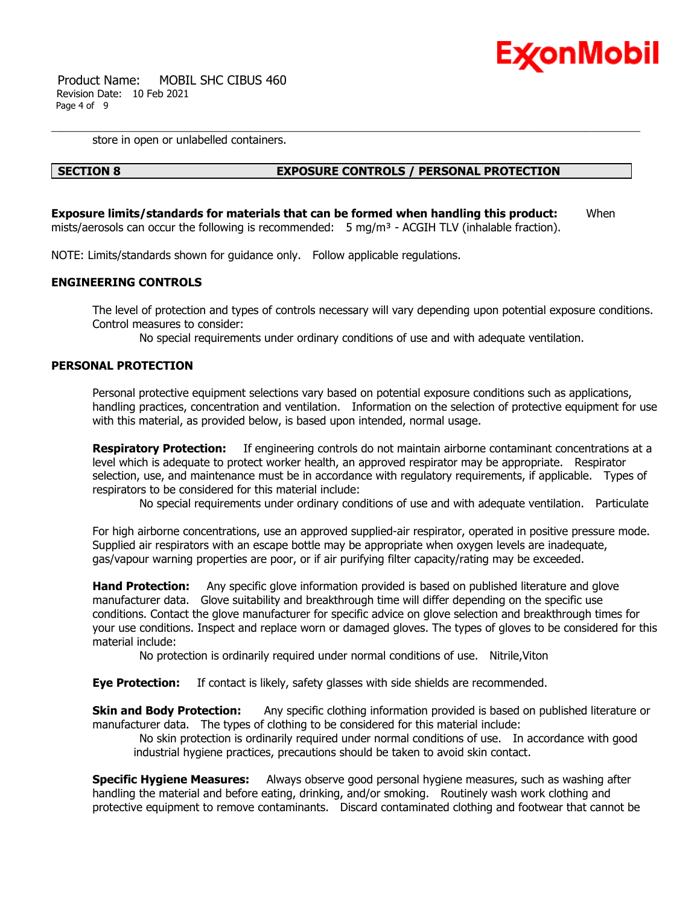store in open or unlabelled containers.

## SECTION 8 EXPOSURE CONTROLS / PERSONAL PROTECTION

**Exposure limits/standards for materials that can be formed when handling this product:** When mists/aerosols can occur the following is recommended: 5 mg/m³ - ACGIH TLV (inhalable fraction).

NOTE: Limits/standards shown for guidance only. Follow applicable regulations.

### ENGINEERING CONTROLS

The level of protection and types of controls necessary will vary depending upon potential exposure conditions. Control measures to consider:

No special requirements under ordinary conditions of use and with adequate ventilation.

### PERSONAL PROTECTION

Personal protective equipment selections vary based on potential exposure conditions such as applications, handling practices, concentration and ventilation. Information on the selection of protective equipment for use with this material, as provided below, is based upon intended, normal usage.

**Respiratory Protection:** If engineering controls do not maintain airborne contaminant concentrations at a level which is adequate to protect worker health, an approved respirator may be appropriate. Respirator selection, use, and maintenance must be in accordance with regulatory requirements, if applicable. Types of respirators to be considered for this material include:

No special requirements under ordinary conditions of use and with adequate ventilation. Particulate

For high airborne concentrations, use an approved supplied-air respirator, operated in positive pressure mode. Supplied air respirators with an escape bottle may be appropriate when oxygen levels are inadequate, gas/vapour warning properties are poor, or if air purifying filter capacity/rating may be exceeded.

**Hand Protection:** Any specific glove information provided is based on published literature and glove manufacturer data. Glove suitability and breakthrough time will differ depending on the specific use conditions. Contact the glove manufacturer for specific advice on glove selection and breakthrough times for your use conditions. Inspect and replace worn or damaged gloves. The types of gloves to be considered for this material include:

No protection is ordinarily required under normal conditions of use. Nitrile,Viton

**Eye Protection:** If contact is likely, safety glasses with side shields are recommended.

**Skin and Body Protection:** Any specific clothing information provided is based on published literature or manufacturer data. The types of clothing to be considered for this material include:

No skin protection is ordinarily required under normal conditions of use. In accordance with good industrial hygiene practices, precautions should be taken to avoid skin contact.

**Specific Hygiene Measures:** Always observe good personal hygiene measures, such as washing after handling the material and before eating, drinking, and/or smoking. Routinely wash work clothing and protective equipment to remove contaminants. Discard contaminated clothing and footwear that cannot be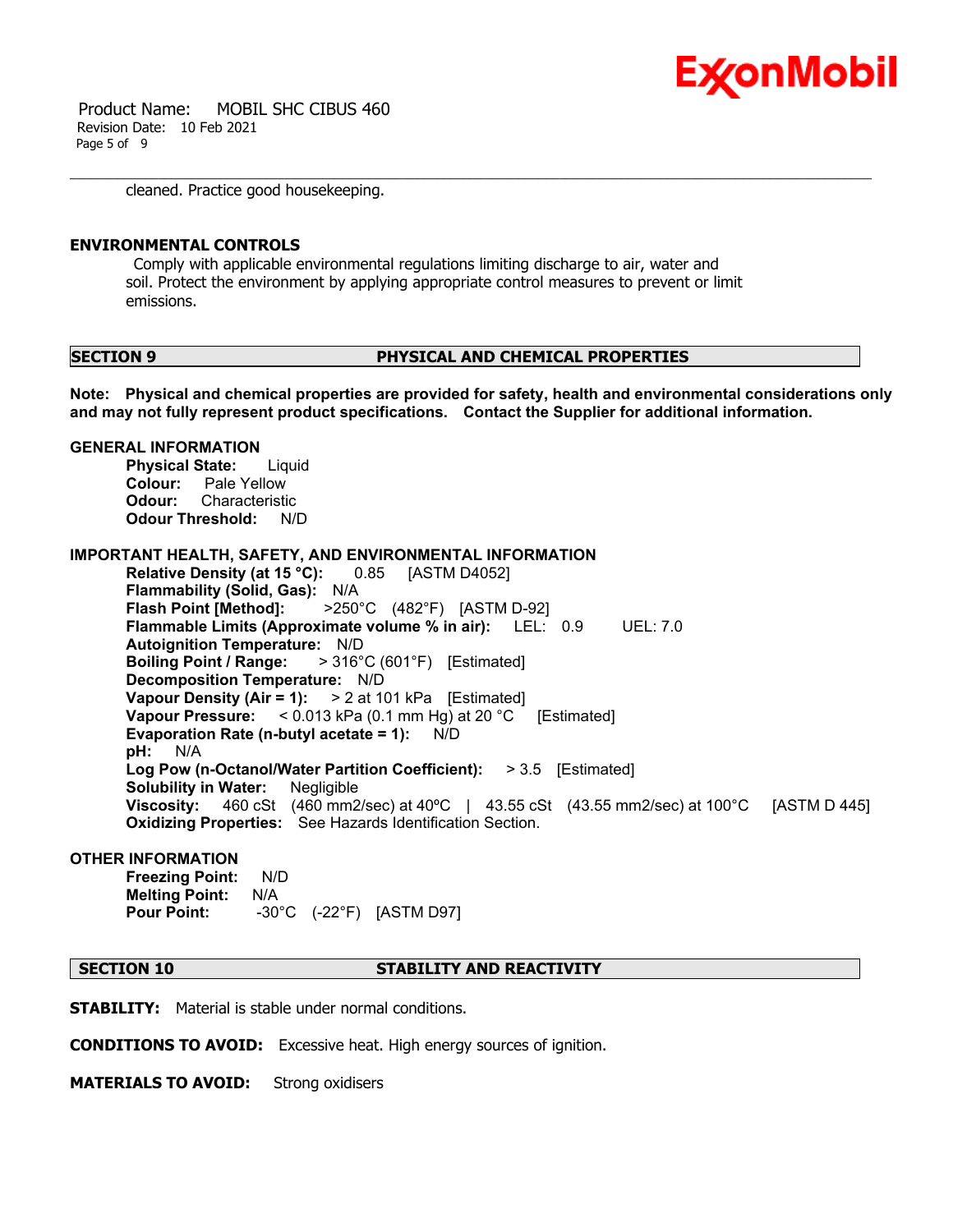cleaned. Practice good housekeeping.

### ENVIRONMENTAL CONTROLS

Comply with applicable environmental regulations limiting discharge to air, water and soil. Protect the environment by applying appropriate control measures to prevent or limit emissions.

## SECTION 9 PHYSICAL AND CHEMICAL PROPERTIES

**Note: Physical and chemical properties are provided for safety, health and environmental considerations only and may not fully represent product specifications. Contact the Supplier for additional information.**

### GENERAL INFORMATION

**Physical State:** Liquid
**Colour:** Pale Yellow
**Odour:** Characteristic
**Odour Threshold:** N/D

### IMPORTANT HEALTH, SAFETY, AND ENVIRONMENTAL INFORMATION

**Relative Density (at 15 °C):** 0.85 [ASTM D4052]
**Flammability (Solid, Gas):** N/A
**Flash Point [Method]:** >250°C (482°F) [ASTM D-92]
**Flammable Limits (Approximate volume % in air):** LEL: 0.9 UEL: 7.0
**Autoignition Temperature:** N/D
**Boiling Point / Range:** > 316°C (601°F) [Estimated]
**Decomposition Temperature:** N/D
**Vapour Density (Air = 1):** > 2 at 101 kPa [Estimated]
**Vapour Pressure:** < 0.013 kPa (0.1 mm Hg) at 20 °C [Estimated]
**Evaporation Rate (n-butyl acetate = 1):** N/D
**pH:** N/A
**Log Pow (n-Octanol/Water Partition Coefficient):** > 3.5 [Estimated]
**Solubility in Water:** Negligible
**Viscosity:** 460 cSt (460 mm2/sec) at 40ºC | 43.55 cSt (43.55 mm2/sec) at 100°C [ASTM D 445]
**Oxidizing Properties:** See Hazards Identification Section.

### OTHER INFORMATION

**Freezing Point:** N/D
**Melting Point:** N/A
**Pour Point:** -30°C (-22°F) [ASTM D97]

## SECTION 10 STABILITY AND REACTIVITY

**STABILITY:** Material is stable under normal conditions.

**CONDITIONS TO AVOID:** Excessive heat. High energy sources of ignition.

**MATERIALS TO AVOID:** Strong oxidisers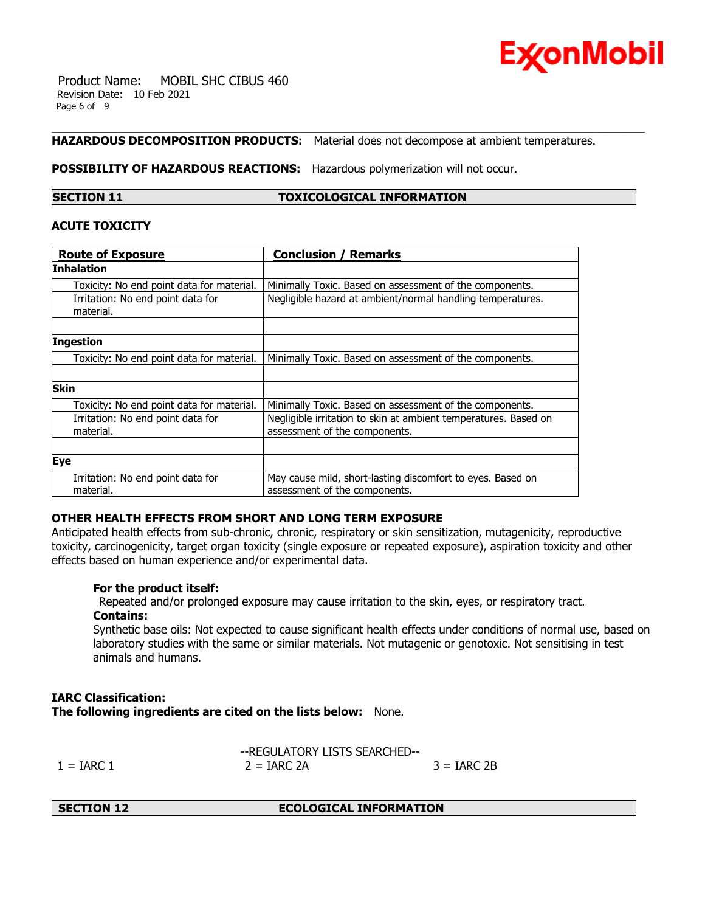**HAZARDOUS DECOMPOSITION PRODUCTS:** Material does not decompose at ambient temperatures.

**POSSIBILITY OF HAZARDOUS REACTIONS:** Hazardous polymerization will not occur.

## SECTION 11 TOXICOLOGICAL INFORMATION

### ACUTE TOXICITY

| Route of Exposure | Conclusion / Remarks |
|---|---|
| **Inhalation** | |
| Toxicity: No end point data for material. | Minimally Toxic. Based on assessment of the components. |
| Irritation: No end point data for material. | Negligible hazard at ambient/normal handling temperatures. |
| | |
| **Ingestion** | |
| Toxicity: No end point data for material. | Minimally Toxic. Based on assessment of the components. |
| | |
| **Skin** | |
| Toxicity: No end point data for material. | Minimally Toxic. Based on assessment of the components. |
| Irritation: No end point data for material. | Negligible irritation to skin at ambient temperatures. Based on assessment of the components. |
| | |
| **Eye** | |
| Irritation: No end point data for material. | May cause mild, short-lasting discomfort to eyes. Based on assessment of the components. |

### OTHER HEALTH EFFECTS FROM SHORT AND LONG TERM EXPOSURE

Anticipated health effects from sub-chronic, chronic, respiratory or skin sensitization, mutagenicity, reproductive toxicity, carcinogenicity, target organ toxicity (single exposure or repeated exposure), aspiration toxicity and other effects based on human experience and/or experimental data.

**For the product itself:**
Repeated and/or prolonged exposure may cause irritation to the skin, eyes, or respiratory tract.

**Contains:**
Synthetic base oils: Not expected to cause significant health effects under conditions of normal use, based on laboratory studies with the same or similar materials. Not mutagenic or genotoxic. Not sensitising in test animals and humans.

**IARC Classification:**
**The following ingredients are cited on the lists below:** None.

--REGULATORY LISTS SEARCHED--

1 = IARC 1 2 = IARC 2A 3 = IARC 2B

## SECTION 12 ECOLOGICAL INFORMATION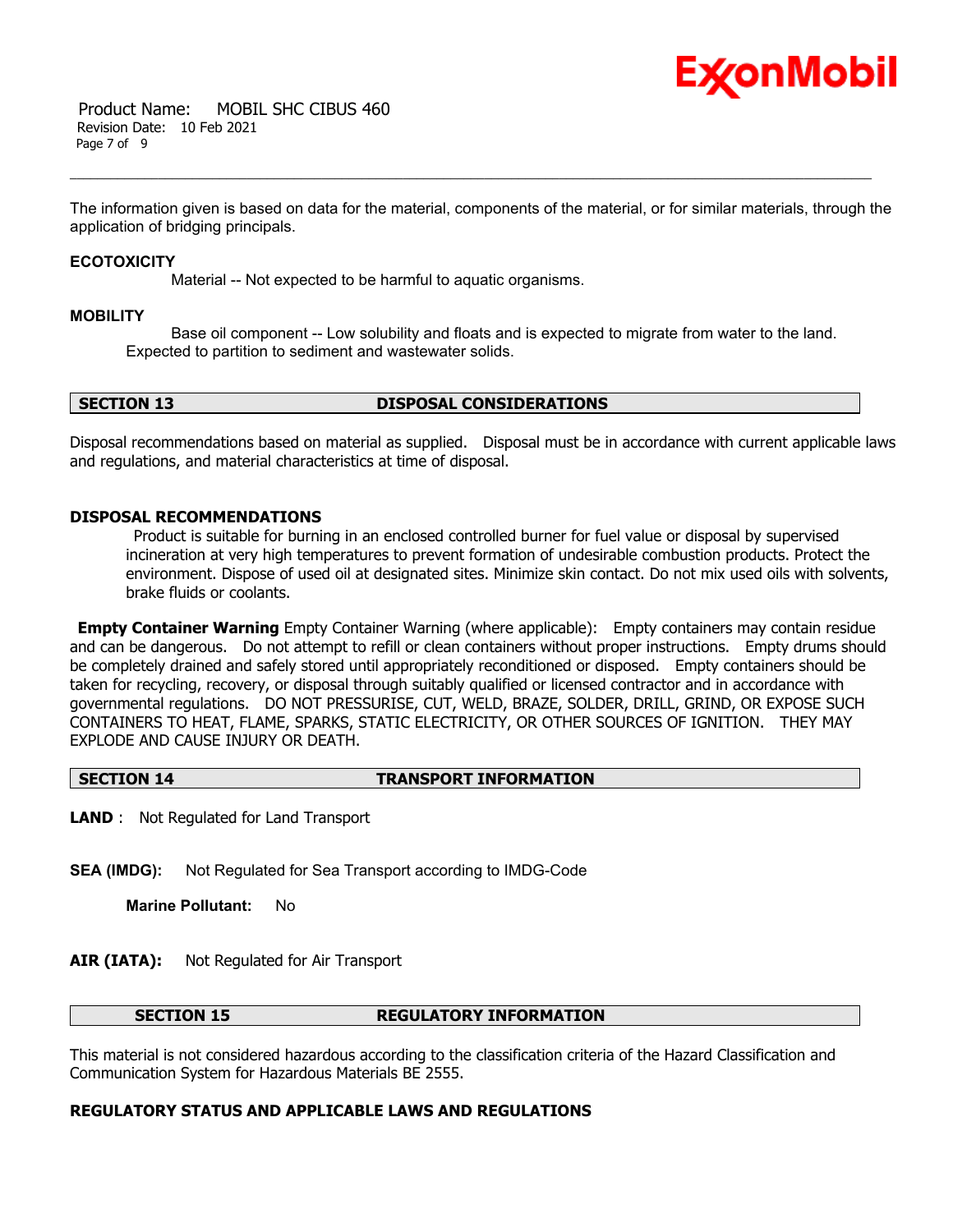The information given is based on data for the material, components of the material, or for similar materials, through the application of bridging principals.

### ECOTOXICITY

Material -- Not expected to be harmful to aquatic organisms.

### MOBILITY

Base oil component -- Low solubility and floats and is expected to migrate from water to the land. Expected to partition to sediment and wastewater solids.

## SECTION 13 DISPOSAL CONSIDERATIONS

Disposal recommendations based on material as supplied. Disposal must be in accordance with current applicable laws and regulations, and material characteristics at time of disposal.

### DISPOSAL RECOMMENDATIONS

Product is suitable for burning in an enclosed controlled burner for fuel value or disposal by supervised incineration at very high temperatures to prevent formation of undesirable combustion products. Protect the environment. Dispose of used oil at designated sites. Minimize skin contact. Do not mix used oils with solvents, brake fluids or coolants.

**Empty Container Warning** Empty Container Warning (where applicable): Empty containers may contain residue and can be dangerous. Do not attempt to refill or clean containers without proper instructions. Empty drums should be completely drained and safely stored until appropriately reconditioned or disposed. Empty containers should be taken for recycling, recovery, or disposal through suitably qualified or licensed contractor and in accordance with governmental regulations. DO NOT PRESSURISE, CUT, WELD, BRAZE, SOLDER, DRILL, GRIND, OR EXPOSE SUCH CONTAINERS TO HEAT, FLAME, SPARKS, STATIC ELECTRICITY, OR OTHER SOURCES OF IGNITION. THEY MAY EXPLODE AND CAUSE INJURY OR DEATH.

## SECTION 14 TRANSPORT INFORMATION

**LAND** : Not Regulated for Land Transport

**SEA (IMDG):** Not Regulated for Sea Transport according to IMDG-Code

**Marine Pollutant:** No

**AIR (IATA):** Not Regulated for Air Transport

## SECTION 15 REGULATORY INFORMATION

This material is not considered hazardous according to the classification criteria of the Hazard Classification and Communication System for Hazardous Materials BE 2555.

### REGULATORY STATUS AND APPLICABLE LAWS AND REGULATIONS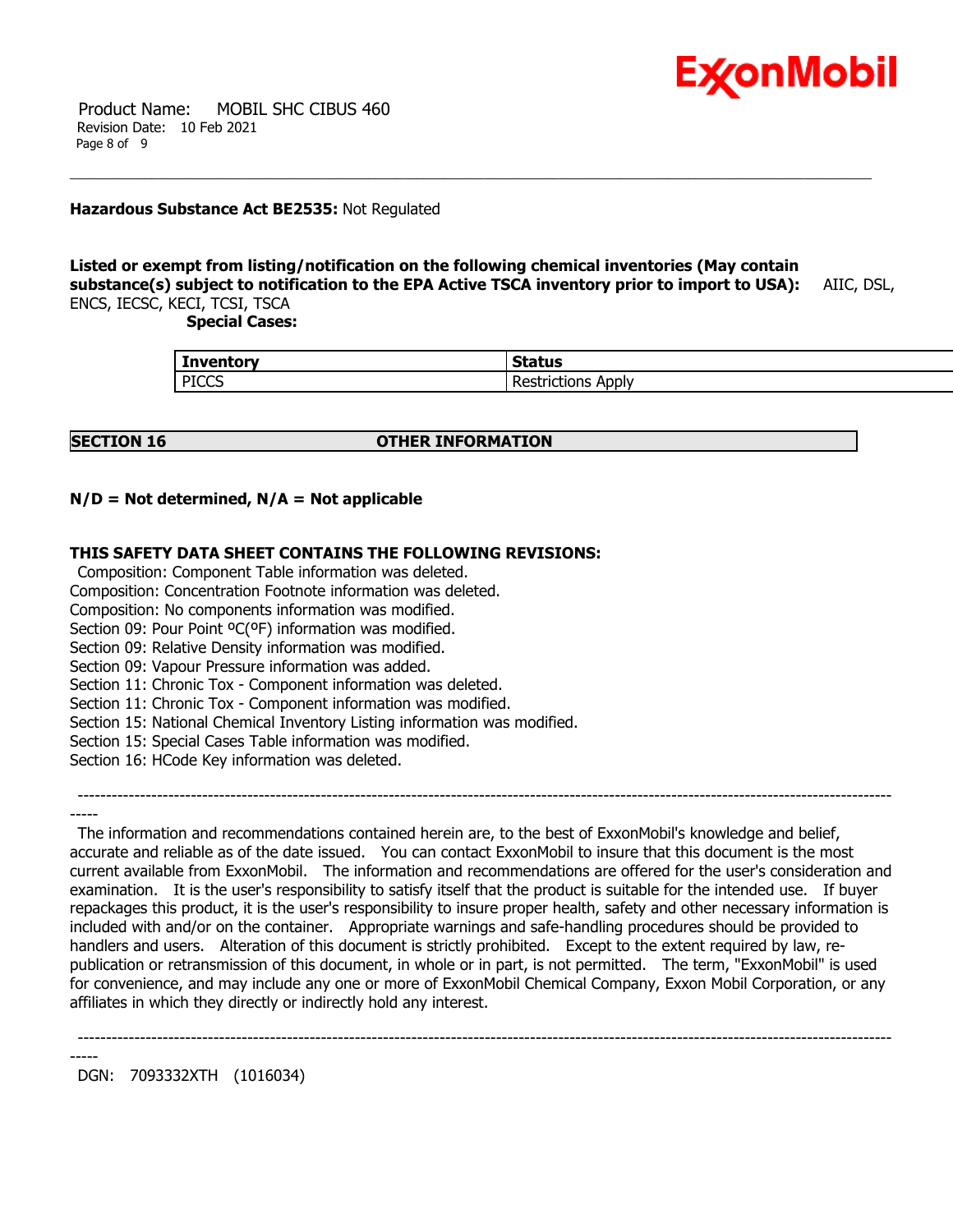**Hazardous Substance Act BE2535:** Not Regulated

**Listed or exempt from listing/notification on the following chemical inventories (May contain substance(s) subject to notification to the EPA Active TSCA inventory prior to import to USA):** AIIC, DSL, ENCS, IECSC, KECI, TCSI, TSCA

**Special Cases:**

| Inventory | Status |
|---|---|
| PICCS | Restrictions Apply |

## SECTION 16 OTHER INFORMATION

**N/D = Not determined, N/A = Not applicable**

**THIS SAFETY DATA SHEET CONTAINS THE FOLLOWING REVISIONS:**

Composition: Component Table information was deleted.
Composition: Concentration Footnote information was deleted.
Composition: No components information was modified.
Section 09: Pour Point ºC(ºF) information was modified.
Section 09: Relative Density information was modified.
Section 09: Vapour Pressure information was added.
Section 11: Chronic Tox - Component information was deleted.
Section 11: Chronic Tox - Component information was modified.
Section 15: National Chemical Inventory Listing information was modified.
Section 15: Special Cases Table information was modified.
Section 16: HCode Key information was deleted.

-----------------------------------------------------------------------------------------------------------------------------------------------

The information and recommendations contained herein are, to the best of ExxonMobil's knowledge and belief, accurate and reliable as of the date issued. You can contact ExxonMobil to insure that this document is the most current available from ExxonMobil. The information and recommendations are offered for the user's consideration and examination. It is the user's responsibility to satisfy itself that the product is suitable for the intended use. If buyer repackages this product, it is the user's responsibility to insure proper health, safety and other necessary information is included with and/or on the container. Appropriate warnings and safe-handling procedures should be provided to handlers and users. Alteration of this document is strictly prohibited. Except to the extent required by law, re-publication or retransmission of this document, in whole or in part, is not permitted. The term, "ExxonMobil" is used for convenience, and may include any one or more of ExxonMobil Chemical Company, Exxon Mobil Corporation, or any affiliates in which they directly or indirectly hold any interest.

-----------------------------------------------------------------------------------------------------------------------------------------------

DGN: 7093332XTH (1016034)